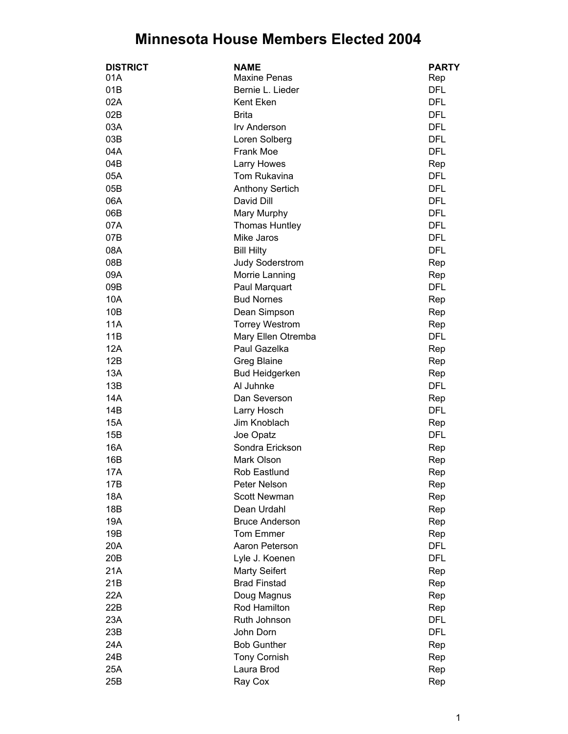# Minnesota House Members Elected 2004

| DISTRICT | NAME | PARTY |
|---|---|---|
| 01A | Maxine Penas | Rep |
| 01B | Bernie L. Lieder | DFL |
| 02A | Kent Eken | DFL |
| 02B | Brita | DFL |
| 03A | Irv Anderson | DFL |
| 03B | Loren Solberg | DFL |
| 04A | Frank Moe | DFL |
| 04B | Larry Howes | Rep |
| 05A | Tom Rukavina | DFL |
| 05B | Anthony Sertich | DFL |
| 06A | David Dill | DFL |
| 06B | Mary Murphy | DFL |
| 07A | Thomas Huntley | DFL |
| 07B | Mike Jaros | DFL |
| 08A | Bill Hilty | DFL |
| 08B | Judy Soderstrom | Rep |
| 09A | Morrie Lanning | Rep |
| 09B | Paul Marquart | DFL |
| 10A | Bud Nornes | Rep |
| 10B | Dean Simpson | Rep |
| 11A | Torrey Westrom | Rep |
| 11B | Mary Ellen Otremba | DFL |
| 12A | Paul Gazelka | Rep |
| 12B | Greg Blaine | Rep |
| 13A | Bud Heidgerken | Rep |
| 13B | Al Juhnke | DFL |
| 14A | Dan Severson | Rep |
| 14B | Larry Hosch | DFL |
| 15A | Jim Knoblach | Rep |
| 15B | Joe Opatz | DFL |
| 16A | Sondra Erickson | Rep |
| 16B | Mark Olson | Rep |
| 17A | Rob Eastlund | Rep |
| 17B | Peter Nelson | Rep |
| 18A | Scott Newman | Rep |
| 18B | Dean Urdahl | Rep |
| 19A | Bruce Anderson | Rep |
| 19B | Tom Emmer | Rep |
| 20A | Aaron Peterson | DFL |
| 20B | Lyle J. Koenen | DFL |
| 21A | Marty Seifert | Rep |
| 21B | Brad Finstad | Rep |
| 22A | Doug Magnus | Rep |
| 22B | Rod Hamilton | Rep |
| 23A | Ruth Johnson | DFL |
| 23B | John Dorn | DFL |
| 24A | Bob Gunther | Rep |
| 24B | Tony Cornish | Rep |
| 25A | Laura Brod | Rep |
| 25B | Ray Cox | Rep |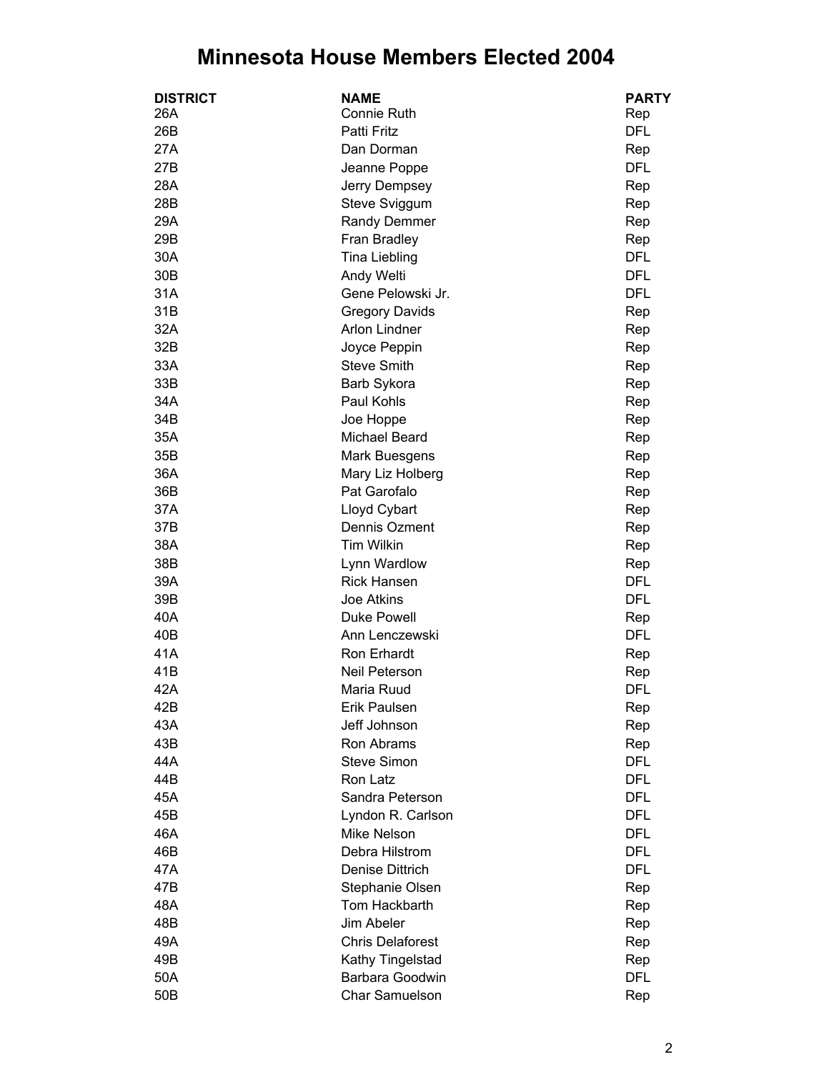# Minnesota House Members Elected 2004

| DISTRICT | NAME | PARTY |
|---|---|---|
| 26A | Connie Ruth | Rep |
| 26B | Patti Fritz | DFL |
| 27A | Dan Dorman | Rep |
| 27B | Jeanne Poppe | DFL |
| 28A | Jerry Dempsey | Rep |
| 28B | Steve Sviggum | Rep |
| 29A | Randy Demmer | Rep |
| 29B | Fran Bradley | Rep |
| 30A | Tina Liebling | DFL |
| 30B | Andy Welti | DFL |
| 31A | Gene Pelowski Jr. | DFL |
| 31B | Gregory Davids | Rep |
| 32A | Arlon Lindner | Rep |
| 32B | Joyce Peppin | Rep |
| 33A | Steve Smith | Rep |
| 33B | Barb Sykora | Rep |
| 34A | Paul Kohls | Rep |
| 34B | Joe Hoppe | Rep |
| 35A | Michael Beard | Rep |
| 35B | Mark Buesgens | Rep |
| 36A | Mary Liz Holberg | Rep |
| 36B | Pat Garofalo | Rep |
| 37A | Lloyd Cybart | Rep |
| 37B | Dennis Ozment | Rep |
| 38A | Tim Wilkin | Rep |
| 38B | Lynn Wardlow | Rep |
| 39A | Rick Hansen | DFL |
| 39B | Joe Atkins | DFL |
| 40A | Duke Powell | Rep |
| 40B | Ann Lenczewski | DFL |
| 41A | Ron Erhardt | Rep |
| 41B | Neil Peterson | Rep |
| 42A | Maria Ruud | DFL |
| 42B | Erik Paulsen | Rep |
| 43A | Jeff Johnson | Rep |
| 43B | Ron Abrams | Rep |
| 44A | Steve Simon | DFL |
| 44B | Ron Latz | DFL |
| 45A | Sandra Peterson | DFL |
| 45B | Lyndon R. Carlson | DFL |
| 46A | Mike Nelson | DFL |
| 46B | Debra Hilstrom | DFL |
| 47A | Denise Dittrich | DFL |
| 47B | Stephanie Olsen | Rep |
| 48A | Tom Hackbarth | Rep |
| 48B | Jim Abeler | Rep |
| 49A | Chris Delaforest | Rep |
| 49B | Kathy Tingelstad | Rep |
| 50A | Barbara Goodwin | DFL |
| 50B | Char Samuelson | Rep |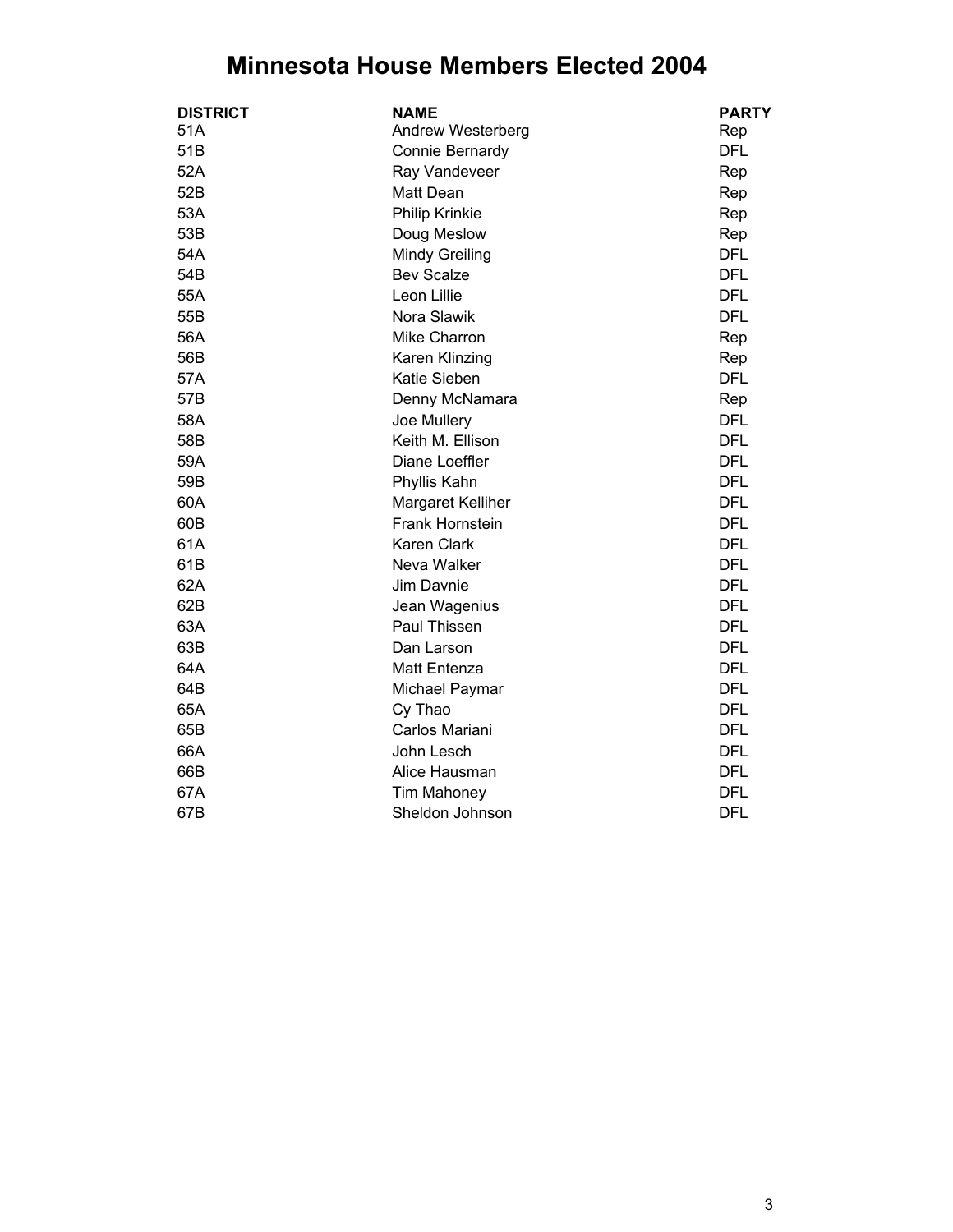# Minnesota House Members Elected 2004

| DISTRICT | NAME | PARTY |
|---|---|---|
| 51A | Andrew Westerberg | Rep |
| 51B | Connie Bernardy | DFL |
| 52A | Ray Vandeveer | Rep |
| 52B | Matt Dean | Rep |
| 53A | Philip Krinkie | Rep |
| 53B | Doug Meslow | Rep |
| 54A | Mindy Greiling | DFL |
| 54B | Bev Scalze | DFL |
| 55A | Leon Lillie | DFL |
| 55B | Nora Slawik | DFL |
| 56A | Mike Charron | Rep |
| 56B | Karen Klinzing | Rep |
| 57A | Katie Sieben | DFL |
| 57B | Denny McNamara | Rep |
| 58A | Joe Mullery | DFL |
| 58B | Keith M. Ellison | DFL |
| 59A | Diane Loeffler | DFL |
| 59B | Phyllis Kahn | DFL |
| 60A | Margaret Kelliher | DFL |
| 60B | Frank Hornstein | DFL |
| 61A | Karen Clark | DFL |
| 61B | Neva Walker | DFL |
| 62A | Jim Davnie | DFL |
| 62B | Jean Wagenius | DFL |
| 63A | Paul Thissen | DFL |
| 63B | Dan Larson | DFL |
| 64A | Matt Entenza | DFL |
| 64B | Michael Paymar | DFL |
| 65A | Cy Thao | DFL |
| 65B | Carlos Mariani | DFL |
| 66A | John Lesch | DFL |
| 66B | Alice Hausman | DFL |
| 67A | Tim Mahoney | DFL |
| 67B | Sheldon Johnson | DFL |